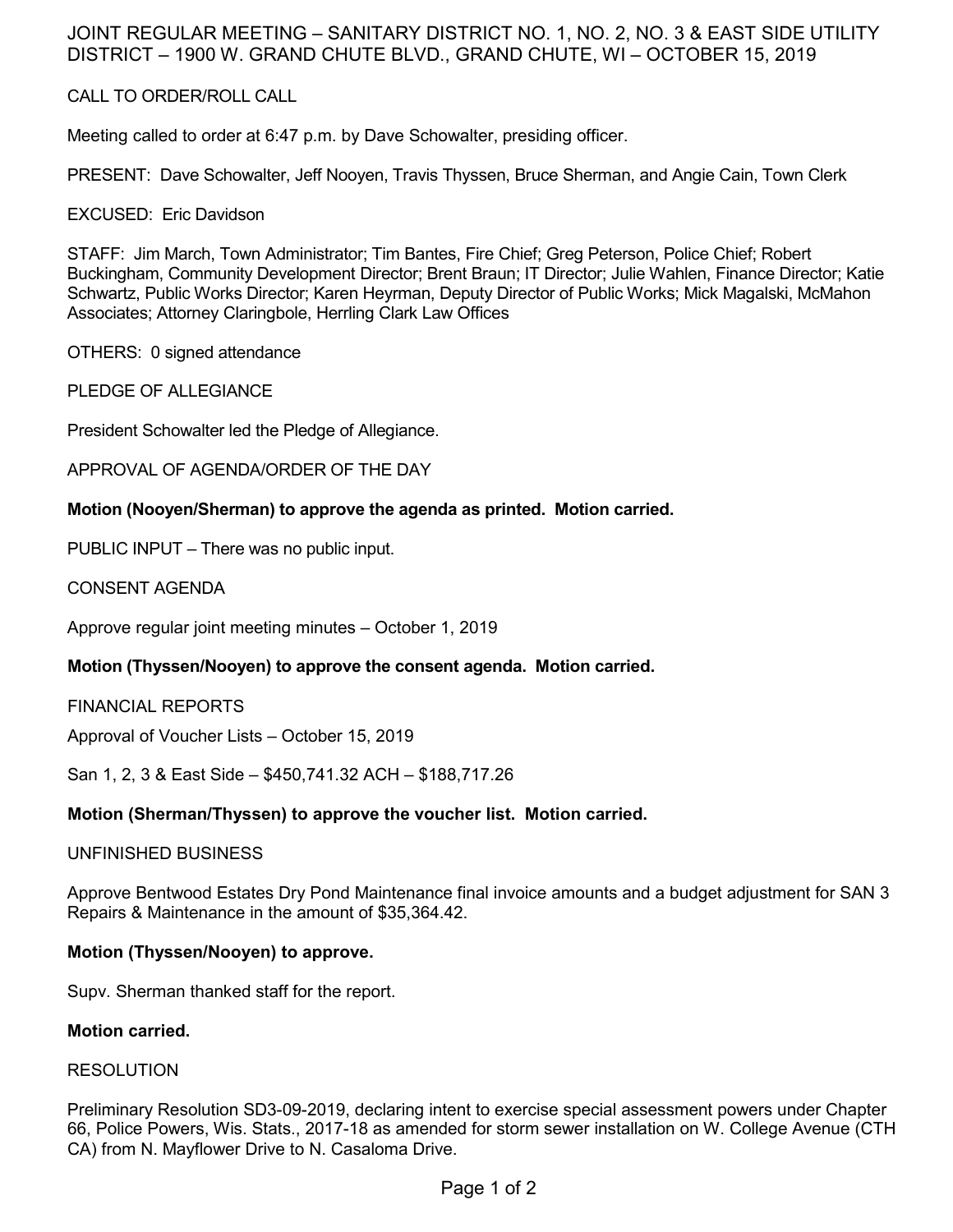# JOINT REGULAR MEETING – SANITARY DISTRICT NO. 1, NO. 2, NO. 3 & EAST SIDE UTILITY DISTRICT – 1900 W. GRAND CHUTE BLVD., GRAND CHUTE, WI – OCTOBER 15, 2019

## CALL TO ORDER/ROLL CALL

Meeting called to order at 6:47 p.m. by Dave Schowalter, presiding officer.

PRESENT: Dave Schowalter, Jeff Nooyen, Travis Thyssen, Bruce Sherman, and Angie Cain, Town Clerk

EXCUSED: Eric Davidson

STAFF: Jim March, Town Administrator; Tim Bantes, Fire Chief; Greg Peterson, Police Chief; Robert Buckingham, Community Development Director; Brent Braun; IT Director; Julie Wahlen, Finance Director; Katie Schwartz, Public Works Director; Karen Heyrman, Deputy Director of Public Works; Mick Magalski, McMahon Associates; Attorney Claringbole, Herrling Clark Law Offices

OTHERS: 0 signed attendance

## PLEDGE OF ALLEGIANCE

President Schowalter led the Pledge of Allegiance.

## APPROVAL OF AGENDA/ORDER OF THE DAY

**Motion (Nooyen/Sherman) to approve the agenda as printed. Motion carried.**

PUBLIC INPUT – There was no public input.

## CONSENT AGENDA

Approve regular joint meeting minutes – October 1, 2019

**Motion (Thyssen/Nooyen) to approve the consent agenda. Motion carried.**

## FINANCIAL REPORTS

Approval of Voucher Lists – October 15, 2019

San 1, 2, 3 & East Side – $450,741.32 ACH – $188,717.26

**Motion (Sherman/Thyssen) to approve the voucher list. Motion carried.**

## UNFINISHED BUSINESS

Approve Bentwood Estates Dry Pond Maintenance final invoice amounts and a budget adjustment for SAN 3 Repairs & Maintenance in the amount of $35,364.42.

**Motion (Thyssen/Nooyen) to approve.**

Supv. Sherman thanked staff for the report.

**Motion carried.**

## RESOLUTION

Preliminary Resolution SD3-09-2019, declaring intent to exercise special assessment powers under Chapter 66, Police Powers, Wis. Stats., 2017-18 as amended for storm sewer installation on W. College Avenue (CTH CA) from N. Mayflower Drive to N. Casaloma Drive.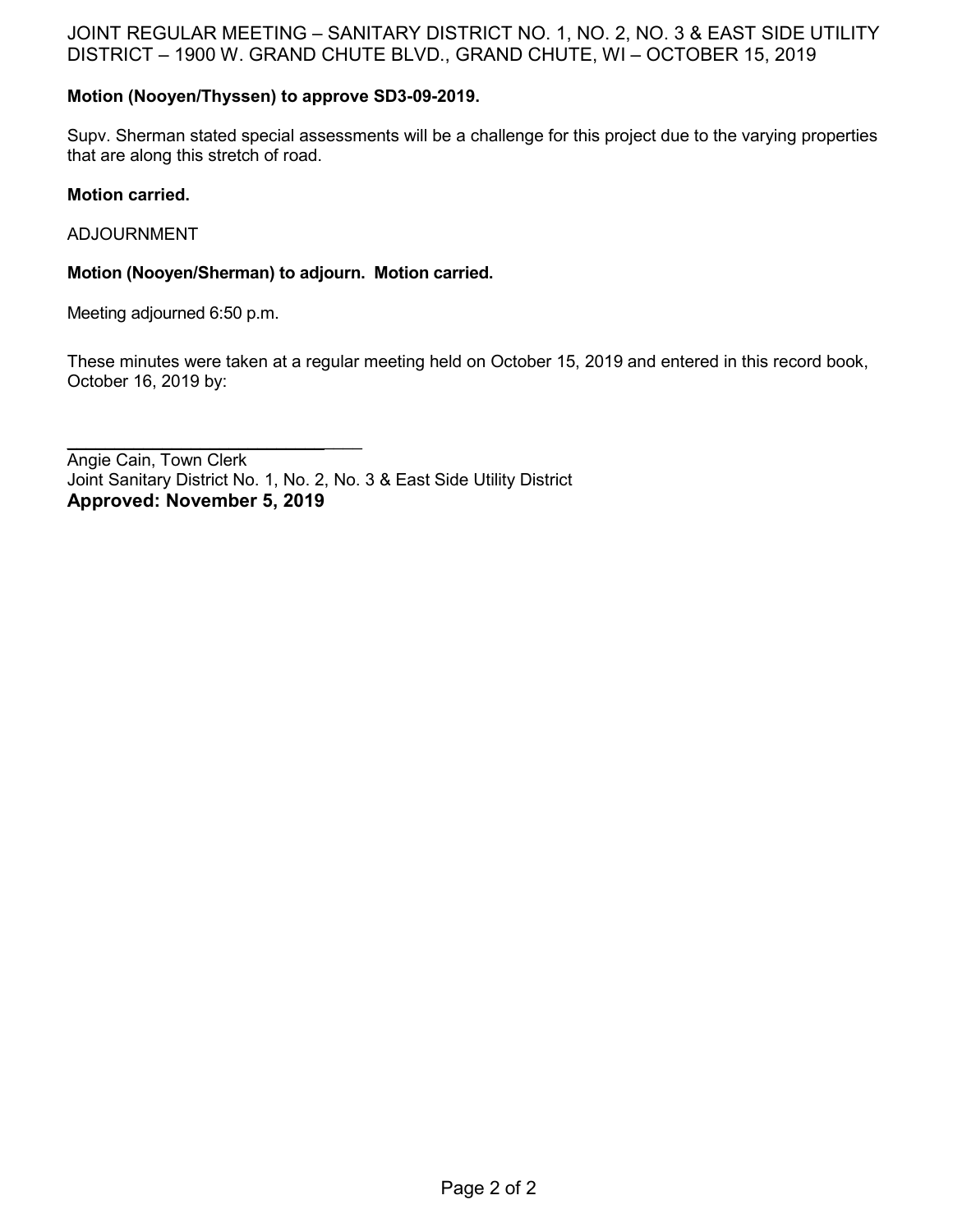**Motion (Nooyen/Thyssen) to approve SD3-09-2019.**

Supv. Sherman stated special assessments will be a challenge for this project due to the varying properties that are along this stretch of road.

**Motion carried.**

ADJOURNMENT

**Motion (Nooyen/Sherman) to adjourn. Motion carried.**

Meeting adjourned 6:50 p.m.

These minutes were taken at a regular meeting held on October 15, 2019 and entered in this record book, October 16, 2019 by:

_______________________________

Angie Cain, Town Clerk
Joint Sanitary District No. 1, No. 2, No. 3 & East Side Utility District
**Approved: November 5, 2019**